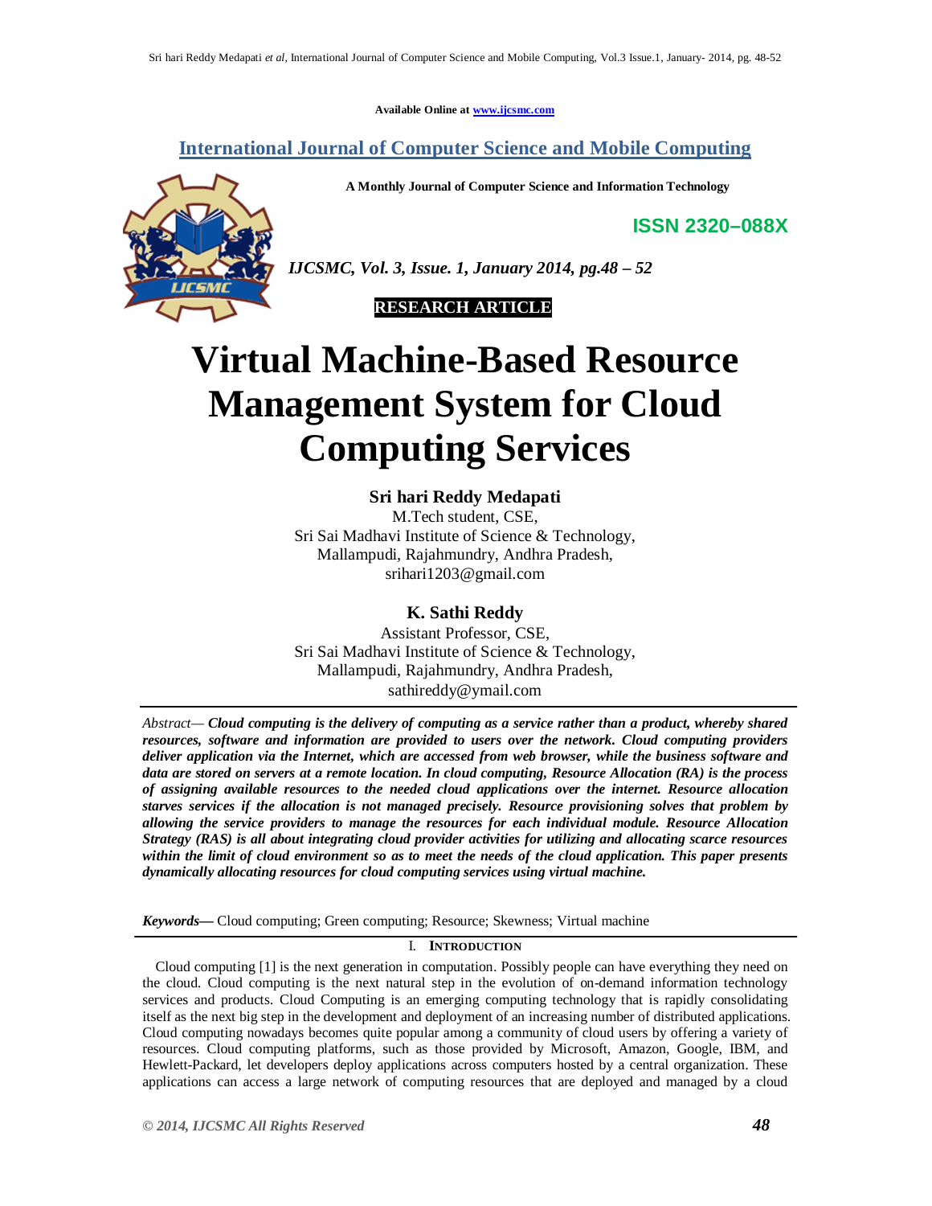Available Online at www.ijcsmc.com

**International Journal of Computer Science and Mobile Computing**

**A Monthly Journal of Computer Science and Information Technology**

**ISSN 2320–088X**

*IJCSMC, Vol. 3, Issue. 1, January 2014, pg.48 – 52*

**RESEARCH ARTICLE**

# Virtual Machine-Based Resource Management System for Cloud Computing Services

**Sri hari Reddy Medapati**
M.Tech student, CSE,
Sri Sai Madhavi Institute of Science & Technology,
Mallampudi, Rajahmundry, Andhra Pradesh,
srihari1203@gmail.com

**K. Sathi Reddy**
Assistant Professor, CSE,
Sri Sai Madhavi Institute of Science & Technology,
Mallampudi, Rajahmundry, Andhra Pradesh,
sathireddy@ymail.com

*Abstract—* ***Cloud computing is the delivery of computing as a service rather than a product, whereby shared resources, software and information are provided to users over the network. Cloud computing providers deliver application via the Internet, which are accessed from web browser, while the business software and data are stored on servers at a remote location. In cloud computing, Resource Allocation (RA) is the process of assigning available resources to the needed cloud applications over the internet. Resource allocation starves services if the allocation is not managed precisely. Resource provisioning solves that problem by allowing the service providers to manage the resources for each individual module. Resource Allocation Strategy (RAS) is all about integrating cloud provider activities for utilizing and allocating scarce resources within the limit of cloud environment so as to meet the needs of the cloud application. This paper presents dynamically allocating resources for cloud computing services using virtual machine.***

***Keywords—*** Cloud computing; Green computing; Resource; Skewness; Virtual machine

## I. Introduction

Cloud computing [1] is the next generation in computation. Possibly people can have everything they need on the cloud. Cloud computing is the next natural step in the evolution of on-demand information technology services and products. Cloud Computing is an emerging computing technology that is rapidly consolidating itself as the next big step in the development and deployment of an increasing number of distributed applications. Cloud computing nowadays becomes quite popular among a community of cloud users by offering a variety of resources. Cloud computing platforms, such as those provided by Microsoft, Amazon, Google, IBM, and Hewlett-Packard, let developers deploy applications across computers hosted by a central organization. These applications can access a large network of computing resources that are deployed and managed by a cloud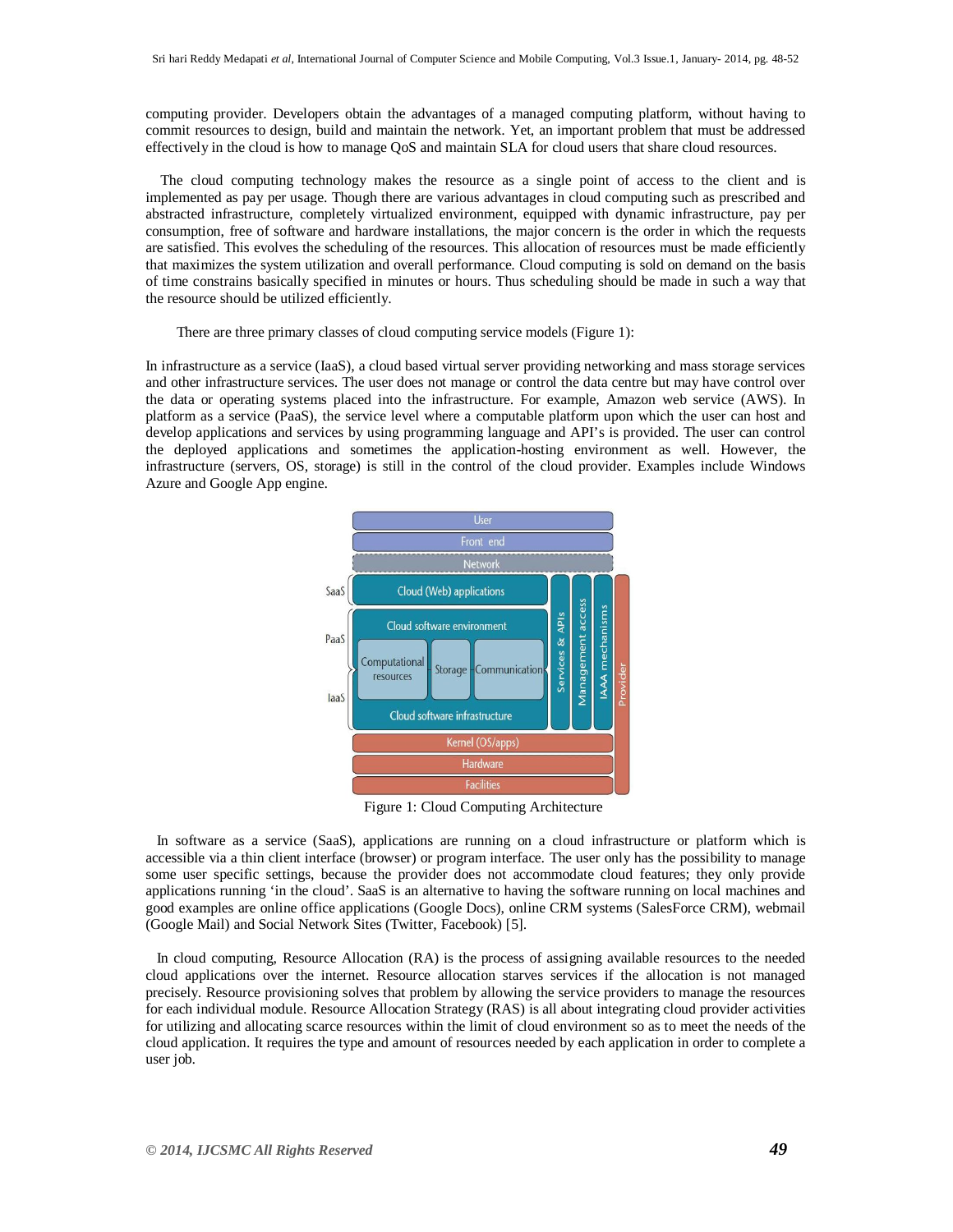computing provider. Developers obtain the advantages of a managed computing platform, without having to commit resources to design, build and maintain the network. Yet, an important problem that must be addressed effectively in the cloud is how to manage QoS and maintain SLA for cloud users that share cloud resources.

The cloud computing technology makes the resource as a single point of access to the client and is implemented as pay per usage. Though there are various advantages in cloud computing such as prescribed and abstracted infrastructure, completely virtualized environment, equipped with dynamic infrastructure, pay per consumption, free of software and hardware installations, the major concern is the order in which the requests are satisfied. This evolves the scheduling of the resources. This allocation of resources must be made efficiently that maximizes the system utilization and overall performance. Cloud computing is sold on demand on the basis of time constrains basically specified in minutes or hours. Thus scheduling should be made in such a way that the resource should be utilized efficiently.

There are three primary classes of cloud computing service models (Figure 1):

In infrastructure as a service (IaaS), a cloud based virtual server providing networking and mass storage services and other infrastructure services. The user does not manage or control the data centre but may have control over the data or operating systems placed into the infrastructure. For example, Amazon web service (AWS). In platform as a service (PaaS), the service level where a computable platform upon which the user can host and develop applications and services by using programming language and API's is provided. The user can control the deployed applications and sometimes the application-hosting environment as well. However, the infrastructure (servers, OS, storage) is still in the control of the cloud provider. Examples include Windows Azure and Google App engine.

Figure 1: Cloud Computing Architecture

In software as a service (SaaS), applications are running on a cloud infrastructure or platform which is accessible via a thin client interface (browser) or program interface. The user only has the possibility to manage some user specific settings, because the provider does not accommodate cloud features; they only provide applications running 'in the cloud'. SaaS is an alternative to having the software running on local machines and good examples are online office applications (Google Docs), online CRM systems (SalesForce CRM), webmail (Google Mail) and Social Network Sites (Twitter, Facebook) [5].

In cloud computing, Resource Allocation (RA) is the process of assigning available resources to the needed cloud applications over the internet. Resource allocation starves services if the allocation is not managed precisely. Resource provisioning solves that problem by allowing the service providers to manage the resources for each individual module. Resource Allocation Strategy (RAS) is all about integrating cloud provider activities for utilizing and allocating scarce resources within the limit of cloud environment so as to meet the needs of the cloud application. It requires the type and amount of resources needed by each application in order to complete a user job.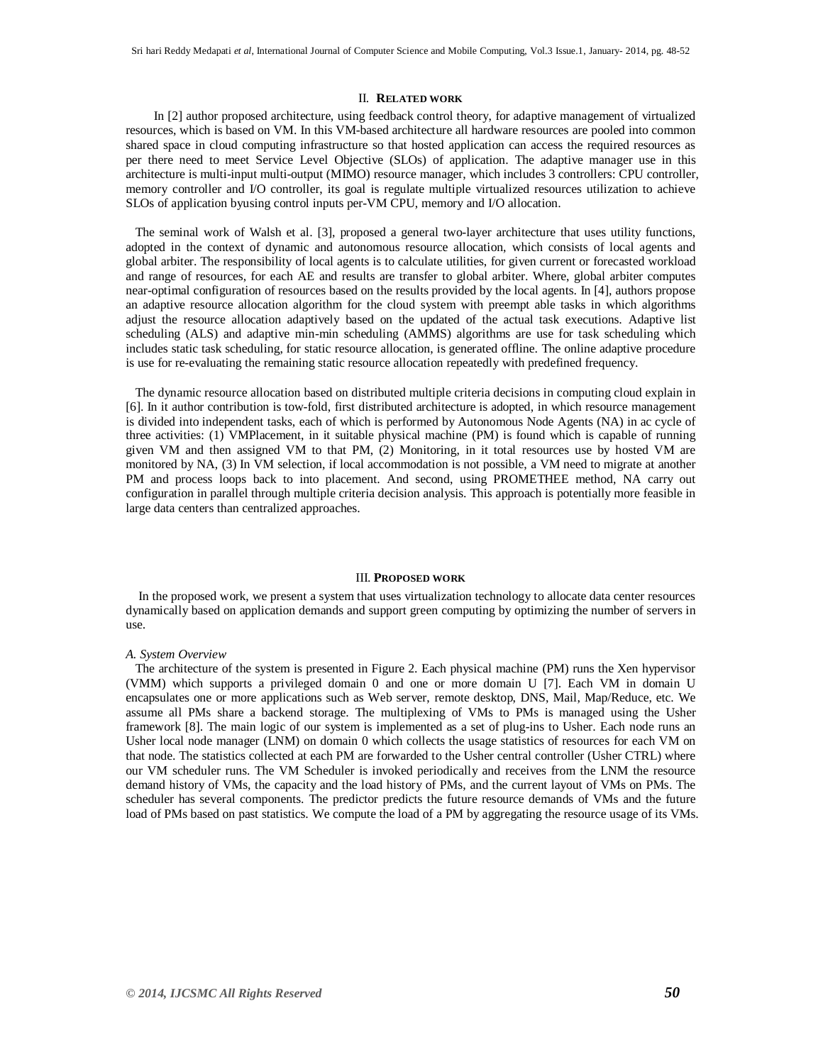## II. RELATED WORK

In [2] author proposed architecture, using feedback control theory, for adaptive management of virtualized resources, which is based on VM. In this VM-based architecture all hardware resources are pooled into common shared space in cloud computing infrastructure so that hosted application can access the required resources as per there need to meet Service Level Objective (SLOs) of application. The adaptive manager use in this architecture is multi-input multi-output (MIMO) resource manager, which includes 3 controllers: CPU controller, memory controller and I/O controller, its goal is regulate multiple virtualized resources utilization to achieve SLOs of application byusing control inputs per-VM CPU, memory and I/O allocation.

The seminal work of Walsh et al. [3], proposed a general two-layer architecture that uses utility functions, adopted in the context of dynamic and autonomous resource allocation, which consists of local agents and global arbiter. The responsibility of local agents is to calculate utilities, for given current or forecasted workload and range of resources, for each AE and results are transfer to global arbiter. Where, global arbiter computes near-optimal configuration of resources based on the results provided by the local agents. In [4], authors propose an adaptive resource allocation algorithm for the cloud system with preempt able tasks in which algorithms adjust the resource allocation adaptively based on the updated of the actual task executions. Adaptive list scheduling (ALS) and adaptive min-min scheduling (AMMS) algorithms are use for task scheduling which includes static task scheduling, for static resource allocation, is generated offline. The online adaptive procedure is use for re-evaluating the remaining static resource allocation repeatedly with predefined frequency.

The dynamic resource allocation based on distributed multiple criteria decisions in computing cloud explain in [6]. In it author contribution is tow-fold, first distributed architecture is adopted, in which resource management is divided into independent tasks, each of which is performed by Autonomous Node Agents (NA) in ac cycle of three activities: (1) VMPlacement, in it suitable physical machine (PM) is found which is capable of running given VM and then assigned VM to that PM, (2) Monitoring, in it total resources use by hosted VM are monitored by NA, (3) In VM selection, if local accommodation is not possible, a VM need to migrate at another PM and process loops back to into placement. And second, using PROMETHEE method, NA carry out configuration in parallel through multiple criteria decision analysis. This approach is potentially more feasible in large data centers than centralized approaches.

## III. PROPOSED WORK

In the proposed work, we present a system that uses virtualization technology to allocate data center resources dynamically based on application demands and support green computing by optimizing the number of servers in use.

### *A. System Overview*

The architecture of the system is presented in Figure 2. Each physical machine (PM) runs the Xen hypervisor (VMM) which supports a privileged domain 0 and one or more domain U [7]. Each VM in domain U encapsulates one or more applications such as Web server, remote desktop, DNS, Mail, Map/Reduce, etc. We assume all PMs share a backend storage. The multiplexing of VMs to PMs is managed using the Usher framework [8]. The main logic of our system is implemented as a set of plug-ins to Usher. Each node runs an Usher local node manager (LNM) on domain 0 which collects the usage statistics of resources for each VM on that node. The statistics collected at each PM are forwarded to the Usher central controller (Usher CTRL) where our VM scheduler runs. The VM Scheduler is invoked periodically and receives from the LNM the resource demand history of VMs, the capacity and the load history of PMs, and the current layout of VMs on PMs. The scheduler has several components. The predictor predicts the future resource demands of VMs and the future load of PMs based on past statistics. We compute the load of a PM by aggregating the resource usage of its VMs.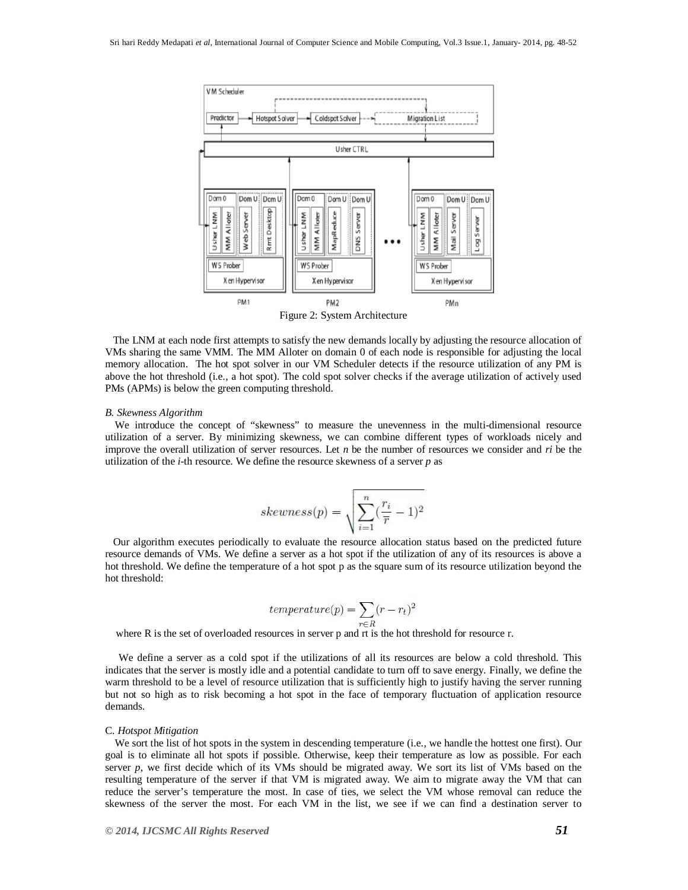Figure 2: System Architecture

The LNM at each node first attempts to satisfy the new demands locally by adjusting the resource allocation of VMs sharing the same VMM. The MM Alloter on domain 0 of each node is responsible for adjusting the local memory allocation. The hot spot solver in our VM Scheduler detects if the resource utilization of any PM is above the hot threshold (i.e., a hot spot). The cold spot solver checks if the average utilization of actively used PMs (APMs) is below the green computing threshold.

### *B. Skewness Algorithm*

We introduce the concept of "skewness" to measure the unevenness in the multi-dimensional resource utilization of a server. By minimizing skewness, we can combine different types of workloads nicely and improve the overall utilization of server resources. Let *n* be the number of resources we consider and *ri* be the utilization of the *i*-th resource. We define the resource skewness of a server *p* as

$$skewness(p) = \sqrt{\sum_{i=1}^{n} \left(\frac{r_i}{\overline{r}} - 1\right)^2}$$

Our algorithm executes periodically to evaluate the resource allocation status based on the predicted future resource demands of VMs. We define a server as a hot spot if the utilization of any of its resources is above a hot threshold. We define the temperature of a hot spot p as the square sum of its resource utilization beyond the hot threshold:

$$temperature(p) = \sum_{r \in R} (r - r_t)^2$$

where R is the set of overloaded resources in server p and rt is the hot threshold for resource r.

We define a server as a cold spot if the utilizations of all its resources are below a cold threshold. This indicates that the server is mostly idle and a potential candidate to turn off to save energy. Finally, we define the warm threshold to be a level of resource utilization that is sufficiently high to justify having the server running but not so high as to risk becoming a hot spot in the face of temporary fluctuation of application resource demands.

### C. *Hotspot Mitigation*

We sort the list of hot spots in the system in descending temperature (i.e., we handle the hottest one first). Our goal is to eliminate all hot spots if possible. Otherwise, keep their temperature as low as possible. For each server *p*, we first decide which of its VMs should be migrated away. We sort its list of VMs based on the resulting temperature of the server if that VM is migrated away. We aim to migrate away the VM that can reduce the server's temperature the most. In case of ties, we select the VM whose removal can reduce the skewness of the server the most. For each VM in the list, we see if we can find a destination server to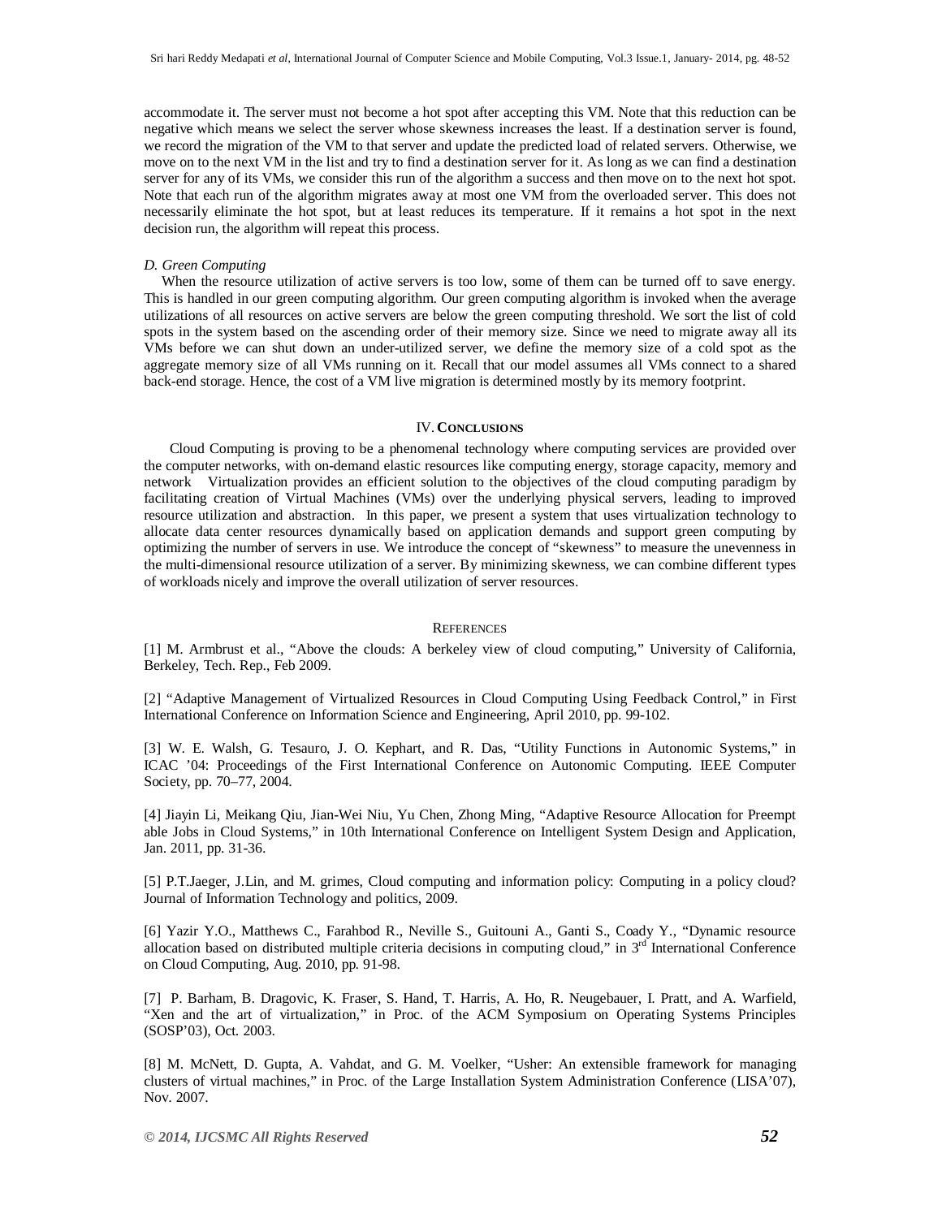accommodate it. The server must not become a hot spot after accepting this VM. Note that this reduction can be negative which means we select the server whose skewness increases the least. If a destination server is found, we record the migration of the VM to that server and update the predicted load of related servers. Otherwise, we move on to the next VM in the list and try to find a destination server for it. As long as we can find a destination server for any of its VMs, we consider this run of the algorithm a success and then move on to the next hot spot. Note that each run of the algorithm migrates away at most one VM from the overloaded server. This does not necessarily eliminate the hot spot, but at least reduces its temperature. If it remains a hot spot in the next decision run, the algorithm will repeat this process.

### *D. Green Computing*

When the resource utilization of active servers is too low, some of them can be turned off to save energy. This is handled in our green computing algorithm. Our green computing algorithm is invoked when the average utilizations of all resources on active servers are below the green computing threshold. We sort the list of cold spots in the system based on the ascending order of their memory size. Since we need to migrate away all its VMs before we can shut down an under-utilized server, we define the memory size of a cold spot as the aggregate memory size of all VMs running on it. Recall that our model assumes all VMs connect to a shared back-end storage. Hence, the cost of a VM live migration is determined mostly by its memory footprint.

## IV. CONCLUSIONS

Cloud Computing is proving to be a phenomenal technology where computing services are provided over the computer networks, with on-demand elastic resources like computing energy, storage capacity, memory and network Virtualization provides an efficient solution to the objectives of the cloud computing paradigm by facilitating creation of Virtual Machines (VMs) over the underlying physical servers, leading to improved resource utilization and abstraction. In this paper, we present a system that uses virtualization technology to allocate data center resources dynamically based on application demands and support green computing by optimizing the number of servers in use. We introduce the concept of "skewness" to measure the unevenness in the multi-dimensional resource utilization of a server. By minimizing skewness, we can combine different types of workloads nicely and improve the overall utilization of server resources.

## REFERENCES

[1] M. Armbrust et al., "Above the clouds: A berkeley view of cloud computing," University of California, Berkeley, Tech. Rep., Feb 2009.

[2] "Adaptive Management of Virtualized Resources in Cloud Computing Using Feedback Control," in First International Conference on Information Science and Engineering, April 2010, pp. 99-102.

[3] W. E. Walsh, G. Tesauro, J. O. Kephart, and R. Das, "Utility Functions in Autonomic Systems," in ICAC '04: Proceedings of the First International Conference on Autonomic Computing. IEEE Computer Society, pp. 70–77, 2004.

[4] Jiayin Li, Meikang Qiu, Jian-Wei Niu, Yu Chen, Zhong Ming, "Adaptive Resource Allocation for Preempt able Jobs in Cloud Systems," in 10th International Conference on Intelligent System Design and Application, Jan. 2011, pp. 31-36.

[5] P.T.Jaeger, J.Lin, and M. grimes, Cloud computing and information policy: Computing in a policy cloud? Journal of Information Technology and politics, 2009.

[6] Yazir Y.O., Matthews C., Farahbod R., Neville S., Guitouni A., Ganti S., Coady Y., "Dynamic resource allocation based on distributed multiple criteria decisions in computing cloud," in 3rd International Conference on Cloud Computing, Aug. 2010, pp. 91-98.

[7] P. Barham, B. Dragovic, K. Fraser, S. Hand, T. Harris, A. Ho, R. Neugebauer, I. Pratt, and A. Warfield, "Xen and the art of virtualization," in Proc. of the ACM Symposium on Operating Systems Principles (SOSP'03), Oct. 2003.

[8] M. McNett, D. Gupta, A. Vahdat, and G. M. Voelker, "Usher: An extensible framework for managing clusters of virtual machines," in Proc. of the Large Installation System Administration Conference (LISA'07), Nov. 2007.